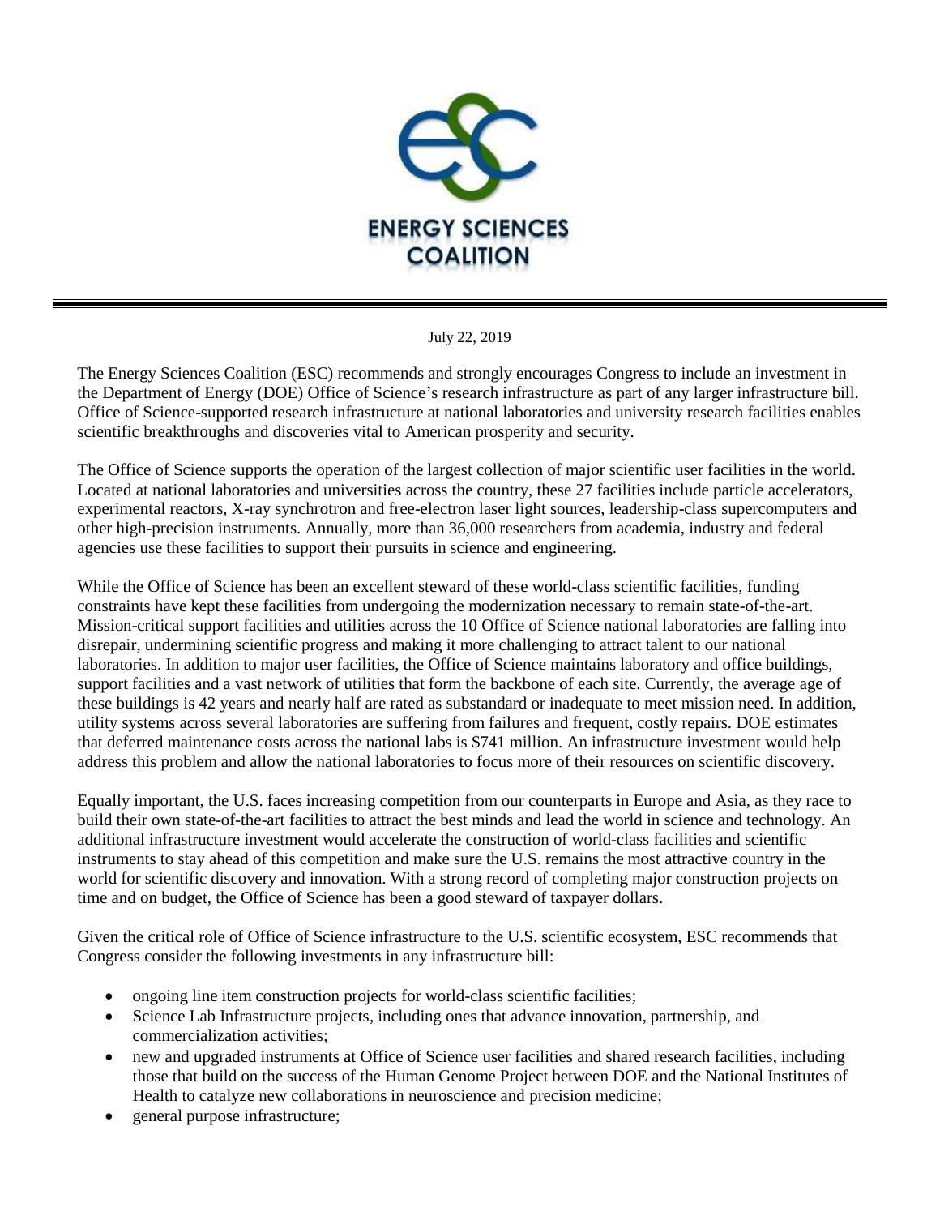# ENERGY SCIENCES COALITION

July 22, 2019

The Energy Sciences Coalition (ESC) recommends and strongly encourages Congress to include an investment in the Department of Energy (DOE) Office of Science's research infrastructure as part of any larger infrastructure bill. Office of Science-supported research infrastructure at national laboratories and university research facilities enables scientific breakthroughs and discoveries vital to American prosperity and security.

The Office of Science supports the operation of the largest collection of major scientific user facilities in the world. Located at national laboratories and universities across the country, these 27 facilities include particle accelerators, experimental reactors, X-ray synchrotron and free-electron laser light sources, leadership-class supercomputers and other high-precision instruments. Annually, more than 36,000 researchers from academia, industry and federal agencies use these facilities to support their pursuits in science and engineering.

While the Office of Science has been an excellent steward of these world-class scientific facilities, funding constraints have kept these facilities from undergoing the modernization necessary to remain state-of-the-art. Mission-critical support facilities and utilities across the 10 Office of Science national laboratories are falling into disrepair, undermining scientific progress and making it more challenging to attract talent to our national laboratories. In addition to major user facilities, the Office of Science maintains laboratory and office buildings, support facilities and a vast network of utilities that form the backbone of each site. Currently, the average age of these buildings is 42 years and nearly half are rated as substandard or inadequate to meet mission need. In addition, utility systems across several laboratories are suffering from failures and frequent, costly repairs. DOE estimates that deferred maintenance costs across the national labs is $741 million. An infrastructure investment would help address this problem and allow the national laboratories to focus more of their resources on scientific discovery.

Equally important, the U.S. faces increasing competition from our counterparts in Europe and Asia, as they race to build their own state-of-the-art facilities to attract the best minds and lead the world in science and technology. An additional infrastructure investment would accelerate the construction of world-class facilities and scientific instruments to stay ahead of this competition and make sure the U.S. remains the most attractive country in the world for scientific discovery and innovation. With a strong record of completing major construction projects on time and on budget, the Office of Science has been a good steward of taxpayer dollars.

Given the critical role of Office of Science infrastructure to the U.S. scientific ecosystem, ESC recommends that Congress consider the following investments in any infrastructure bill:

- ongoing line item construction projects for world-class scientific facilities;
- Science Lab Infrastructure projects, including ones that advance innovation, partnership, and commercialization activities;
- new and upgraded instruments at Office of Science user facilities and shared research facilities, including those that build on the success of the Human Genome Project between DOE and the National Institutes of Health to catalyze new collaborations in neuroscience and precision medicine;
- general purpose infrastructure;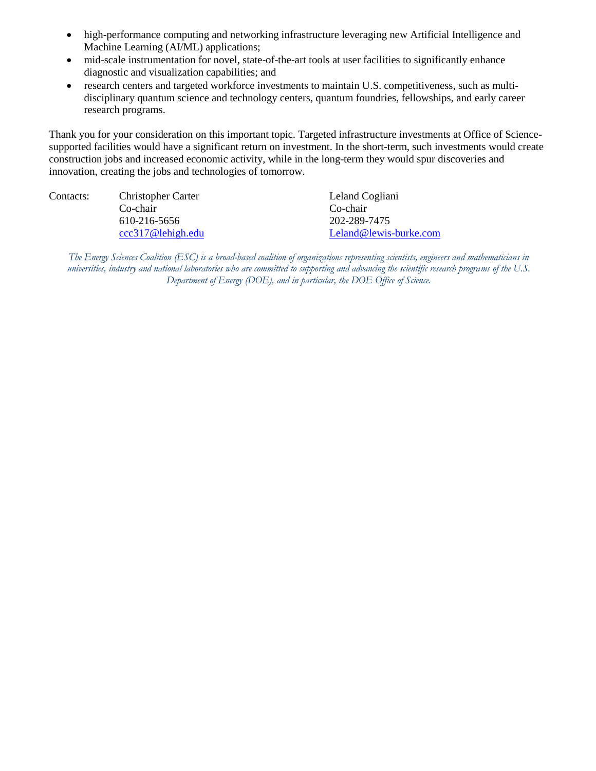- high-performance computing and networking infrastructure leveraging new Artificial Intelligence and Machine Learning (AI/ML) applications;
- mid-scale instrumentation for novel, state-of-the-art tools at user facilities to significantly enhance diagnostic and visualization capabilities; and
- research centers and targeted workforce investments to maintain U.S. competitiveness, such as multi-disciplinary quantum science and technology centers, quantum foundries, fellowships, and early career research programs.

Thank you for your consideration on this important topic. Targeted infrastructure investments at Office of Science-supported facilities would have a significant return on investment. In the short-term, such investments would create construction jobs and increased economic activity, while in the long-term they would spur discoveries and innovation, creating the jobs and technologies of tomorrow.

Contacts:

Christopher Carter
Co-chair
610-216-5656
ccc317@lehigh.edu

Leland Cogliani
Co-chair
202-289-7475
Leland@lewis-burke.com

*The Energy Sciences Coalition (ESC) is a broad-based coalition of organizations representing scientists, engineers and mathematicians in universities, industry and national laboratories who are committed to supporting and advancing the scientific research programs of the U.S. Department of Energy (DOE), and in particular, the DOE Office of Science.*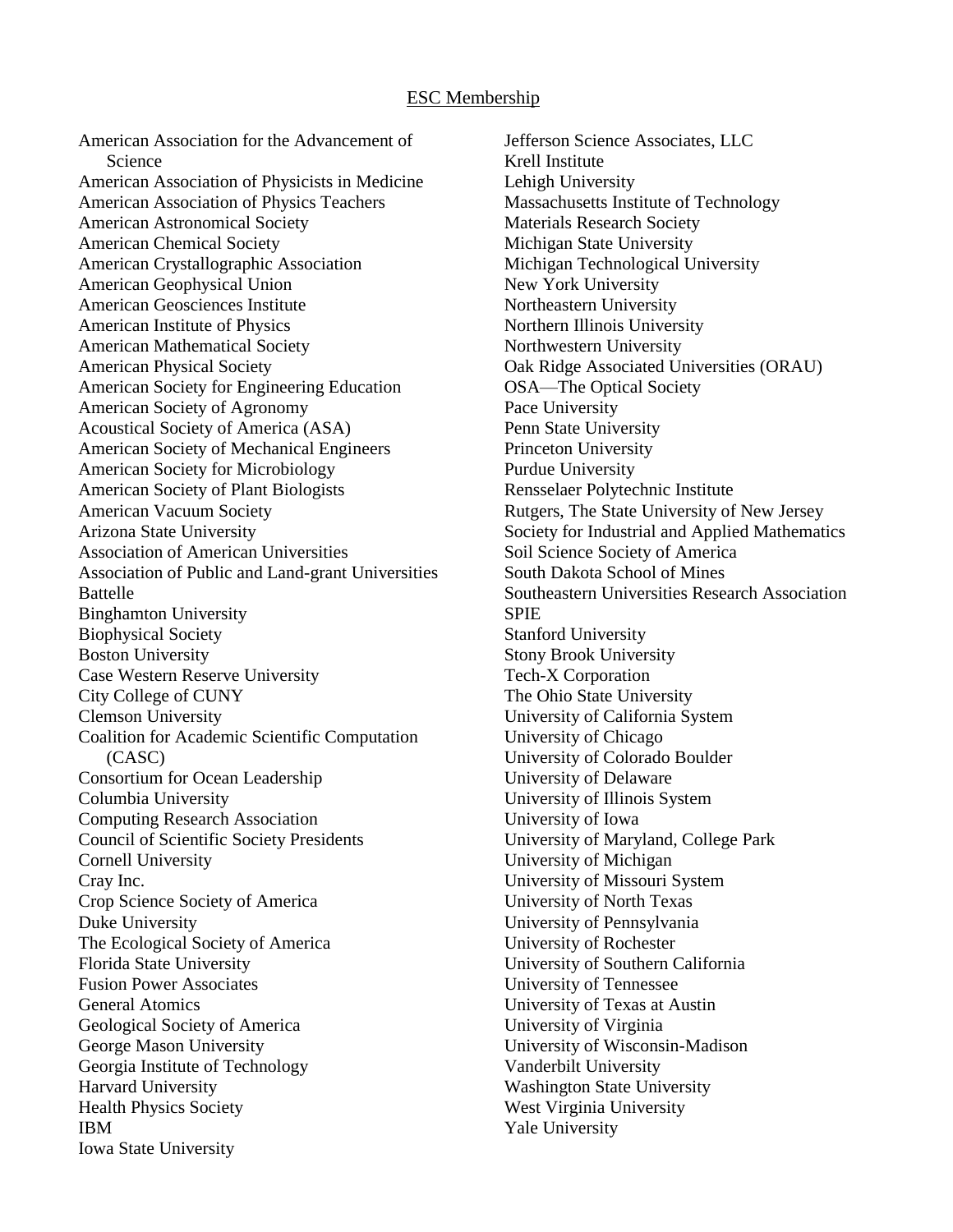ESC Membership

American Association for the Advancement of Science
American Association of Physicists in Medicine
American Association of Physics Teachers
American Astronomical Society
American Chemical Society
American Crystallographic Association
American Geophysical Union
American Geosciences Institute
American Institute of Physics
American Mathematical Society
American Physical Society
American Society for Engineering Education
American Society of Agronomy
Acoustical Society of America (ASA)
American Society of Mechanical Engineers
American Society for Microbiology
American Society of Plant Biologists
American Vacuum Society
Arizona State University
Association of American Universities
Association of Public and Land-grant Universities
Battelle
Binghamton University
Biophysical Society
Boston University
Case Western Reserve University
City College of CUNY
Clemson University
Coalition for Academic Scientific Computation (CASC)
Consortium for Ocean Leadership
Columbia University
Computing Research Association
Council of Scientific Society Presidents
Cornell University
Cray Inc.
Crop Science Society of America
Duke University
The Ecological Society of America
Florida State University
Fusion Power Associates
General Atomics
Geological Society of America
George Mason University
Georgia Institute of Technology
Harvard University
Health Physics Society
IBM
Iowa State University
Jefferson Science Associates, LLC
Krell Institute
Lehigh University
Massachusetts Institute of Technology
Materials Research Society
Michigan State University
Michigan Technological University
New York University
Northeastern University
Northern Illinois University
Northwestern University
Oak Ridge Associated Universities (ORAU)
OSA—The Optical Society
Pace University
Penn State University
Princeton University
Purdue University
Rensselaer Polytechnic Institute
Rutgers, The State University of New Jersey
Society for Industrial and Applied Mathematics
Soil Science Society of America
South Dakota School of Mines
Southeastern Universities Research Association
SPIE
Stanford University
Stony Brook University
Tech-X Corporation
The Ohio State University
University of California System
University of Chicago
University of Colorado Boulder
University of Delaware
University of Illinois System
University of Iowa
University of Maryland, College Park
University of Michigan
University of Missouri System
University of North Texas
University of Pennsylvania
University of Rochester
University of Southern California
University of Tennessee
University of Texas at Austin
University of Virginia
University of Wisconsin-Madison
Vanderbilt University
Washington State University
West Virginia University
Yale University